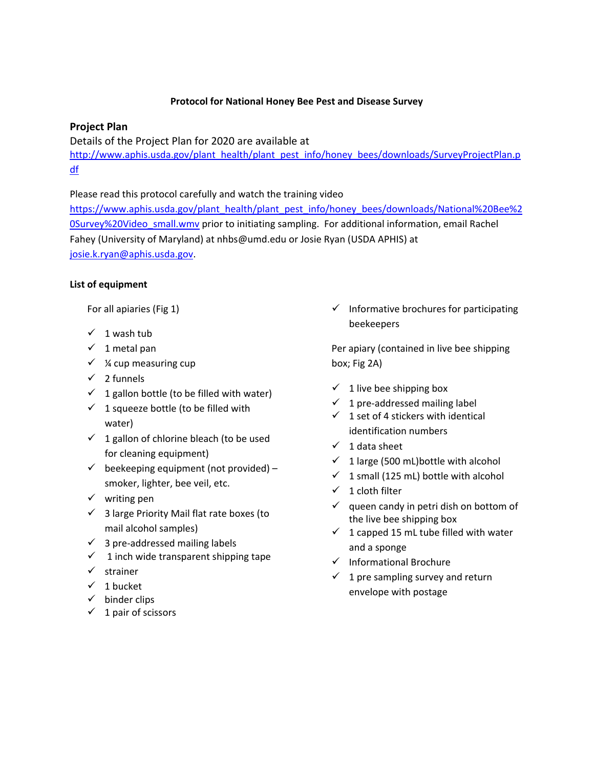**Protocol for National Honey Bee Pest and Disease Survey**

## Project Plan

Details of the Project Plan for 2020 are available at http://www.aphis.usda.gov/plant_health/plant_pest_info/honey_bees/downloads/SurveyProjectPlan.pdf

Please read this protocol carefully and watch the training video https://www.aphis.usda.gov/plant_health/plant_pest_info/honey_bees/downloads/National%20Bee%20Survey%20Video_small.wmv prior to initiating sampling. For additional information, email Rachel Fahey (University of Maryland) at nhbs@umd.edu or Josie Ryan (USDA APHIS) at josie.k.ryan@aphis.usda.gov.

### List of equipment

For all apiaries (Fig 1)

- ✓ 1 wash tub
- ✓ 1 metal pan
- ✓ ¼ cup measuring cup
- ✓ 2 funnels
- ✓ 1 gallon bottle (to be filled with water)
- ✓ 1 squeeze bottle (to be filled with water)
- ✓ 1 gallon of chlorine bleach (to be used for cleaning equipment)
- ✓ beekeeping equipment (not provided) – smoker, lighter, bee veil, etc.
- ✓ writing pen
- ✓ 3 large Priority Mail flat rate boxes (to mail alcohol samples)
- ✓ 3 pre-addressed mailing labels
- ✓ 1 inch wide transparent shipping tape
- ✓ strainer
- ✓ 1 bucket
- ✓ binder clips
- ✓ 1 pair of scissors
- ✓ Informative brochures for participating beekeepers

Per apiary (contained in live bee shipping box; Fig 2A)

- ✓ 1 live bee shipping box
- ✓ 1 pre-addressed mailing label
- ✓ 1 set of 4 stickers with identical identification numbers
- ✓ 1 data sheet
- ✓ 1 large (500 mL)bottle with alcohol
- ✓ 1 small (125 mL) bottle with alcohol
- ✓ 1 cloth filter
- ✓ queen candy in petri dish on bottom of the live bee shipping box
- ✓ 1 capped 15 mL tube filled with water and a sponge
- ✓ Informational Brochure
- ✓ 1 pre sampling survey and return envelope with postage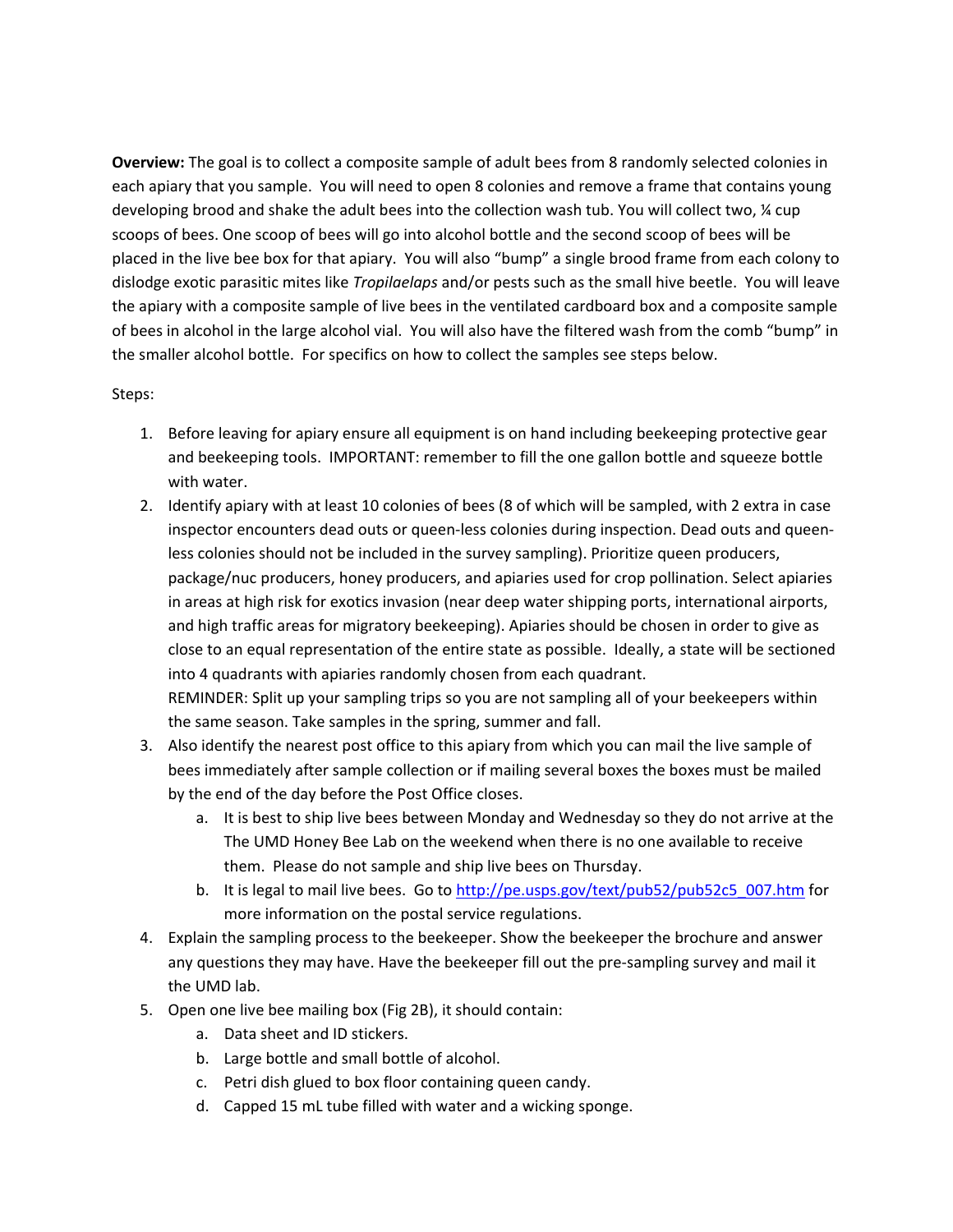**Overview:** The goal is to collect a composite sample of adult bees from 8 randomly selected colonies in each apiary that you sample. You will need to open 8 colonies and remove a frame that contains young developing brood and shake the adult bees into the collection wash tub. You will collect two, ¼ cup scoops of bees. One scoop of bees will go into alcohol bottle and the second scoop of bees will be placed in the live bee box for that apiary. You will also "bump" a single brood frame from each colony to dislodge exotic parasitic mites like *Tropilaelaps* and/or pests such as the small hive beetle. You will leave the apiary with a composite sample of live bees in the ventilated cardboard box and a composite sample of bees in alcohol in the large alcohol vial. You will also have the filtered wash from the comb "bump" in the smaller alcohol bottle. For specifics on how to collect the samples see steps below.

Steps:

1. Before leaving for apiary ensure all equipment is on hand including beekeeping protective gear and beekeeping tools. IMPORTANT: remember to fill the one gallon bottle and squeeze bottle with water.
2. Identify apiary with at least 10 colonies of bees (8 of which will be sampled, with 2 extra in case inspector encounters dead outs or queen-less colonies during inspection. Dead outs and queen-less colonies should not be included in the survey sampling). Prioritize queen producers, package/nuc producers, honey producers, and apiaries used for crop pollination. Select apiaries in areas at high risk for exotics invasion (near deep water shipping ports, international airports, and high traffic areas for migratory beekeeping). Apiaries should be chosen in order to give as close to an equal representation of the entire state as possible. Ideally, a state will be sectioned into 4 quadrants with apiaries randomly chosen from each quadrant.
   REMINDER: Split up your sampling trips so you are not sampling all of your beekeepers within the same season. Take samples in the spring, summer and fall.
3. Also identify the nearest post office to this apiary from which you can mail the live sample of bees immediately after sample collection or if mailing several boxes the boxes must be mailed by the end of the day before the Post Office closes.
   a. It is best to ship live bees between Monday and Wednesday so they do not arrive at the The UMD Honey Bee Lab on the weekend when there is no one available to receive them. Please do not sample and ship live bees on Thursday.
   b. It is legal to mail live bees. Go to [http://pe.usps.gov/text/pub52/pub52c5_007.htm](http://pe.usps.gov/text/pub52/pub52c5_007.htm) for more information on the postal service regulations.
4. Explain the sampling process to the beekeeper. Show the beekeeper the brochure and answer any questions they may have. Have the beekeeper fill out the pre-sampling survey and mail it the UMD lab.
5. Open one live bee mailing box (Fig 2B), it should contain:
   a. Data sheet and ID stickers.
   b. Large bottle and small bottle of alcohol.
   c. Petri dish glued to box floor containing queen candy.
   d. Capped 15 mL tube filled with water and a wicking sponge.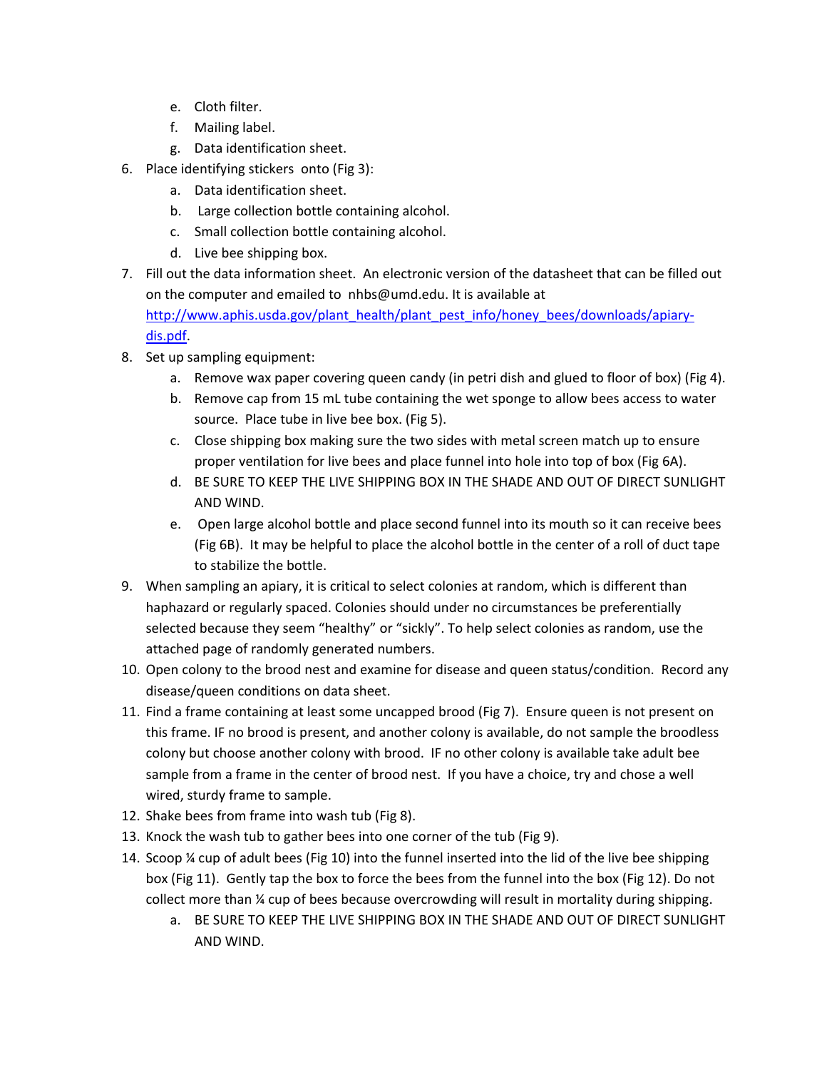e. Cloth filter.
   f. Mailing label.
   g. Data identification sheet.

6. Place identifying stickers onto (Fig 3):
   a. Data identification sheet.
   b. Large collection bottle containing alcohol.
   c. Small collection bottle containing alcohol.
   d. Live bee shipping box.
7. Fill out the data information sheet. An electronic version of the datasheet that can be filled out on the computer and emailed to nhbs@umd.edu. It is available at [http://www.aphis.usda.gov/plant_health/plant_pest_info/honey_bees/downloads/apiary-dis.pdf](http://www.aphis.usda.gov/plant_health/plant_pest_info/honey_bees/downloads/apiary-dis.pdf).
8. Set up sampling equipment:
   a. Remove wax paper covering queen candy (in petri dish and glued to floor of box) (Fig 4).
   b. Remove cap from 15 mL tube containing the wet sponge to allow bees access to water source. Place tube in live bee box. (Fig 5).
   c. Close shipping box making sure the two sides with metal screen match up to ensure proper ventilation for live bees and place funnel into hole into top of box (Fig 6A).
   d. BE SURE TO KEEP THE LIVE SHIPPING BOX IN THE SHADE AND OUT OF DIRECT SUNLIGHT AND WIND.
   e. Open large alcohol bottle and place second funnel into its mouth so it can receive bees (Fig 6B). It may be helpful to place the alcohol bottle in the center of a roll of duct tape to stabilize the bottle.
9. When sampling an apiary, it is critical to select colonies at random, which is different than haphazard or regularly spaced. Colonies should under no circumstances be preferentially selected because they seem "healthy" or "sickly". To help select colonies as random, use the attached page of randomly generated numbers.
10. Open colony to the brood nest and examine for disease and queen status/condition. Record any disease/queen conditions on data sheet.
11. Find a frame containing at least some uncapped brood (Fig 7). Ensure queen is not present on this frame. IF no brood is present, and another colony is available, do not sample the broodless colony but choose another colony with brood. IF no other colony is available take adult bee sample from a frame in the center of brood nest. If you have a choice, try and chose a well wired, sturdy frame to sample.
12. Shake bees from frame into wash tub (Fig 8).
13. Knock the wash tub to gather bees into one corner of the tub (Fig 9).
14. Scoop ¼ cup of adult bees (Fig 10) into the funnel inserted into the lid of the live bee shipping box (Fig 11). Gently tap the box to force the bees from the funnel into the box (Fig 12). Do not collect more than ¼ cup of bees because overcrowding will result in mortality during shipping.
    a. BE SURE TO KEEP THE LIVE SHIPPING BOX IN THE SHADE AND OUT OF DIRECT SUNLIGHT AND WIND.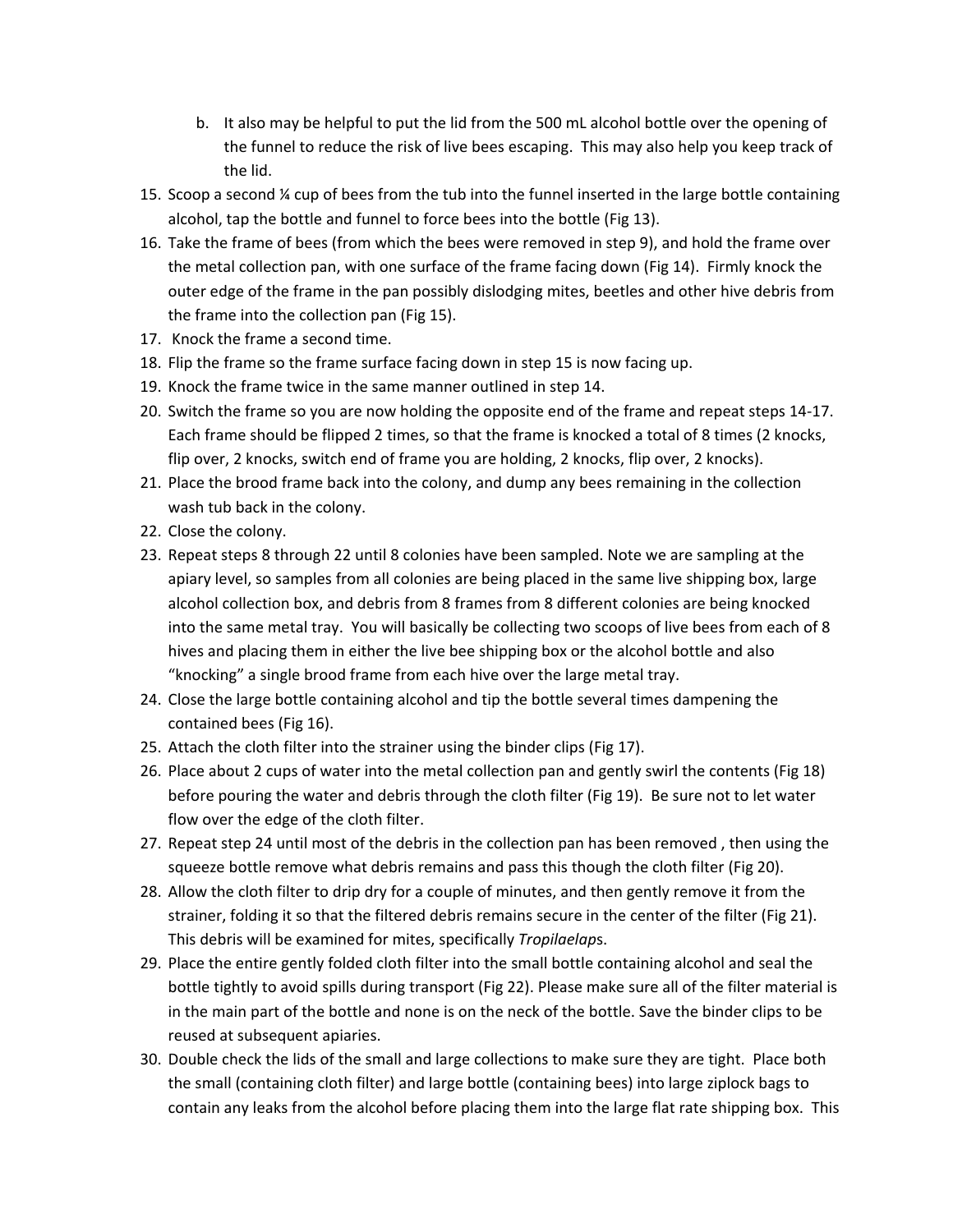b. It also may be helpful to put the lid from the 500 mL alcohol bottle over the opening of the funnel to reduce the risk of live bees escaping. This may also help you keep track of the lid.

15. Scoop a second ¼ cup of bees from the tub into the funnel inserted in the large bottle containing alcohol, tap the bottle and funnel to force bees into the bottle (Fig 13).
16. Take the frame of bees (from which the bees were removed in step 9), and hold the frame over the metal collection pan, with one surface of the frame facing down (Fig 14). Firmly knock the outer edge of the frame in the pan possibly dislodging mites, beetles and other hive debris from the frame into the collection pan (Fig 15).
17. Knock the frame a second time.
18. Flip the frame so the frame surface facing down in step 15 is now facing up.
19. Knock the frame twice in the same manner outlined in step 14.
20. Switch the frame so you are now holding the opposite end of the frame and repeat steps 14-17. Each frame should be flipped 2 times, so that the frame is knocked a total of 8 times (2 knocks, flip over, 2 knocks, switch end of frame you are holding, 2 knocks, flip over, 2 knocks).
21. Place the brood frame back into the colony, and dump any bees remaining in the collection wash tub back in the colony.
22. Close the colony.
23. Repeat steps 8 through 22 until 8 colonies have been sampled. Note we are sampling at the apiary level, so samples from all colonies are being placed in the same live shipping box, large alcohol collection box, and debris from 8 frames from 8 different colonies are being knocked into the same metal tray. You will basically be collecting two scoops of live bees from each of 8 hives and placing them in either the live bee shipping box or the alcohol bottle and also "knocking" a single brood frame from each hive over the large metal tray.
24. Close the large bottle containing alcohol and tip the bottle several times dampening the contained bees (Fig 16).
25. Attach the cloth filter into the strainer using the binder clips (Fig 17).
26. Place about 2 cups of water into the metal collection pan and gently swirl the contents (Fig 18) before pouring the water and debris through the cloth filter (Fig 19). Be sure not to let water flow over the edge of the cloth filter.
27. Repeat step 24 until most of the debris in the collection pan has been removed , then using the squeeze bottle remove what debris remains and pass this though the cloth filter (Fig 20).
28. Allow the cloth filter to drip dry for a couple of minutes, and then gently remove it from the strainer, folding it so that the filtered debris remains secure in the center of the filter (Fig 21). This debris will be examined for mites, specifically *Tropilaelap*s.
29. Place the entire gently folded cloth filter into the small bottle containing alcohol and seal the bottle tightly to avoid spills during transport (Fig 22). Please make sure all of the filter material is in the main part of the bottle and none is on the neck of the bottle. Save the binder clips to be reused at subsequent apiaries.
30. Double check the lids of the small and large collections to make sure they are tight. Place both the small (containing cloth filter) and large bottle (containing bees) into large ziplock bags to contain any leaks from the alcohol before placing them into the large flat rate shipping box. This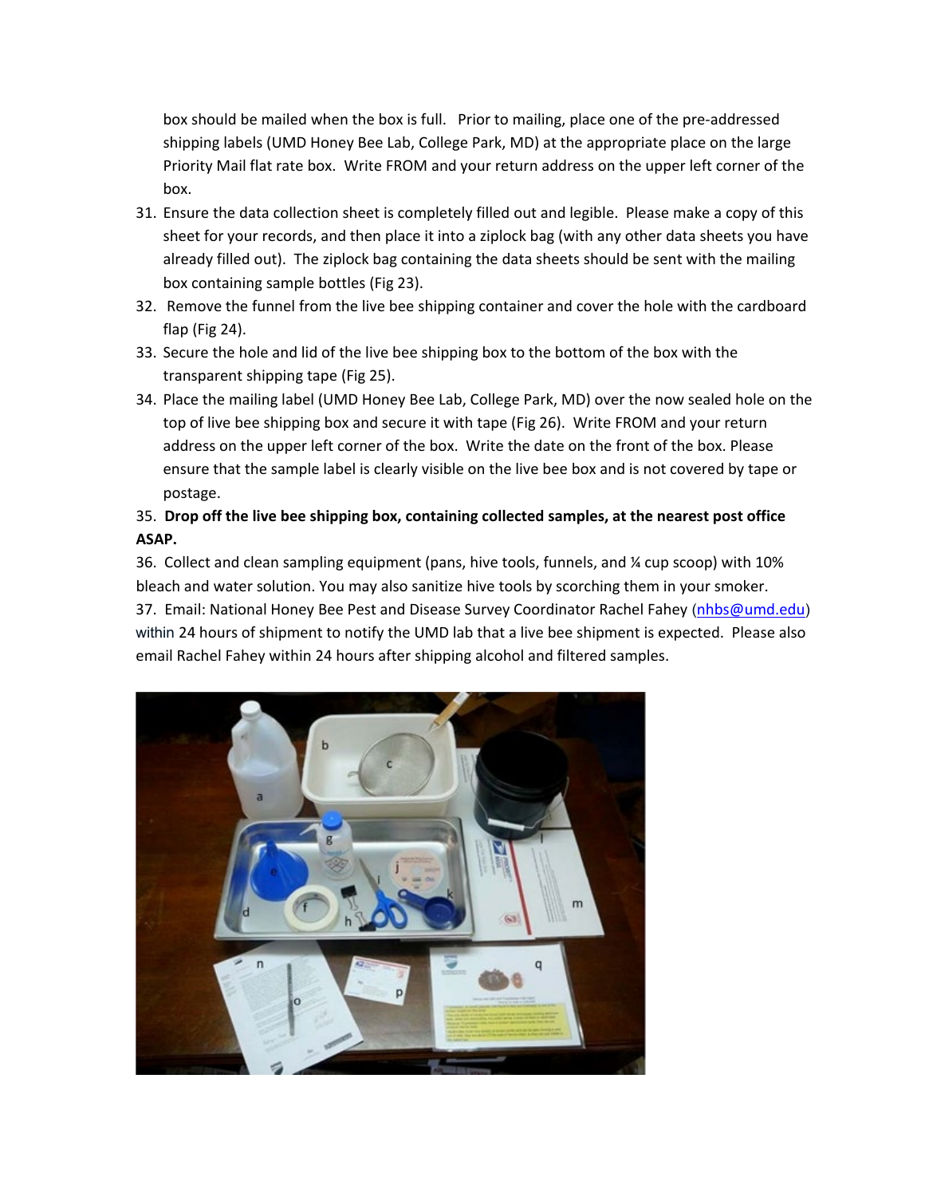box should be mailed when the box is full. Prior to mailing, place one of the pre-addressed shipping labels (UMD Honey Bee Lab, College Park, MD) at the appropriate place on the large Priority Mail flat rate box. Write FROM and your return address on the upper left corner of the box.

31. Ensure the data collection sheet is completely filled out and legible. Please make a copy of this sheet for your records, and then place it into a ziplock bag (with any other data sheets you have already filled out). The ziplock bag containing the data sheets should be sent with the mailing box containing sample bottles (Fig 23).
32. Remove the funnel from the live bee shipping container and cover the hole with the cardboard flap (Fig 24).
33. Secure the hole and lid of the live bee shipping box to the bottom of the box with the transparent shipping tape (Fig 25).
34. Place the mailing label (UMD Honey Bee Lab, College Park, MD) over the now sealed hole on the top of live bee shipping box and secure it with tape (Fig 26). Write FROM and your return address on the upper left corner of the box. Write the date on the front of the box. Please ensure that the sample label is clearly visible on the live bee box and is not covered by tape or postage.
35. **Drop off the live bee shipping box, containing collected samples, at the nearest post office ASAP.**
36. Collect and clean sampling equipment (pans, hive tools, funnels, and ¼ cup scoop) with 10% bleach and water solution. You may also sanitize hive tools by scorching them in your smoker.
37. Email: National Honey Bee Pest and Disease Survey Coordinator Rachel Fahey (nhbs@umd.edu) within 24 hours of shipment to notify the UMD lab that a live bee shipment is expected. Please also email Rachel Fahey within 24 hours after shipping alcohol and filtered samples.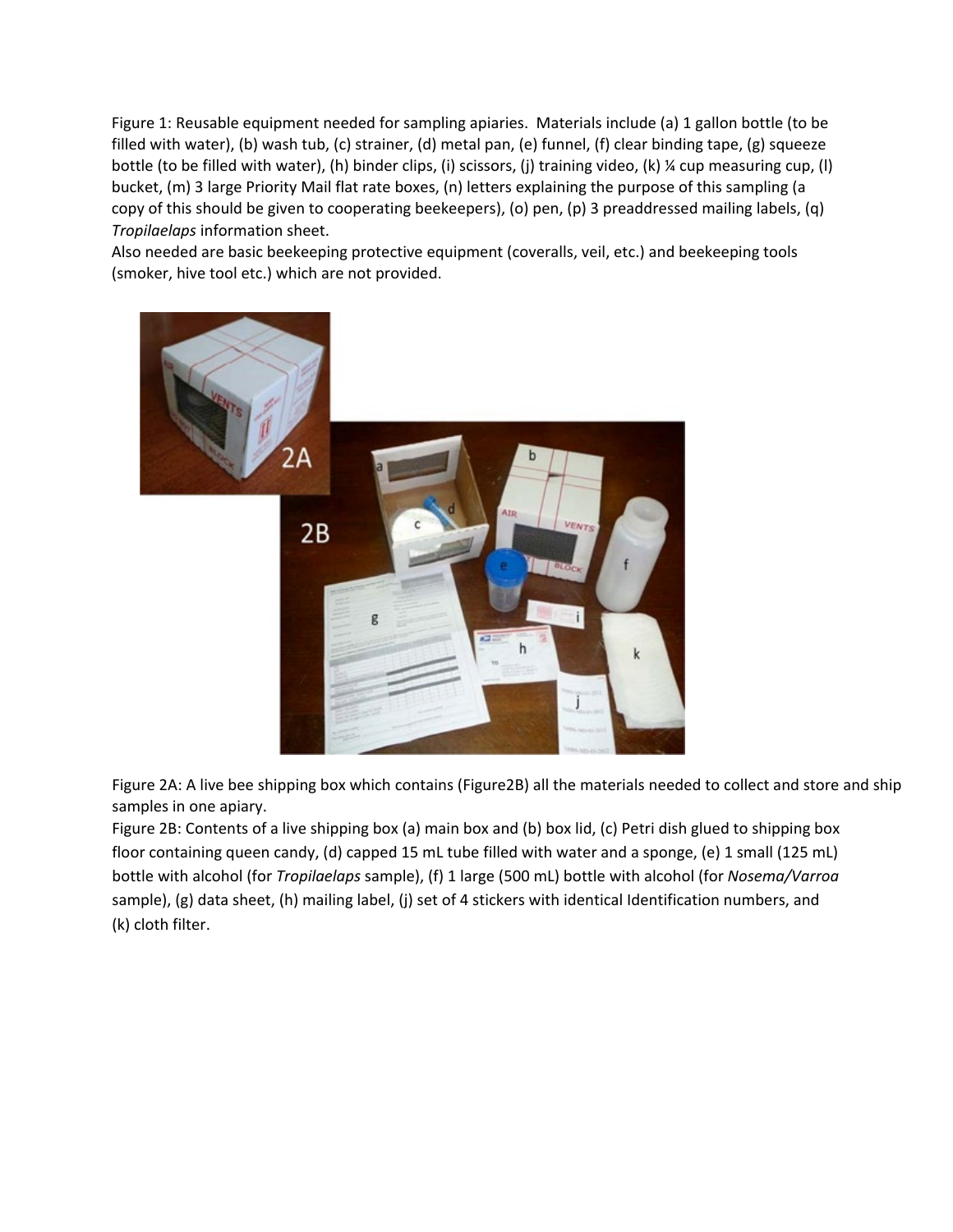Figure 1: Reusable equipment needed for sampling apiaries. Materials include (a) 1 gallon bottle (to be filled with water), (b) wash tub, (c) strainer, (d) metal pan, (e) funnel, (f) clear binding tape, (g) squeeze bottle (to be filled with water), (h) binder clips, (i) scissors, (j) training video, (k) ¼ cup measuring cup, (l) bucket, (m) 3 large Priority Mail flat rate boxes, (n) letters explaining the purpose of this sampling (a copy of this should be given to cooperating beekeepers), (o) pen, (p) 3 preaddressed mailing labels, (q) *Tropilaelaps* information sheet.

Also needed are basic beekeeping protective equipment (coveralls, veil, etc.) and beekeeping tools (smoker, hive tool etc.) which are not provided.

Figure 2A: A live bee shipping box which contains (Figure2B) all the materials needed to collect and store and ship samples in one apiary.

Figure 2B: Contents of a live shipping box (a) main box and (b) box lid, (c) Petri dish glued to shipping box floor containing queen candy, (d) capped 15 mL tube filled with water and a sponge, (e) 1 small (125 mL) bottle with alcohol (for *Tropilaelaps* sample), (f) 1 large (500 mL) bottle with alcohol (for *Nosema/Varroa* sample), (g) data sheet, (h) mailing label, (j) set of 4 stickers with identical Identification numbers, and (k) cloth filter.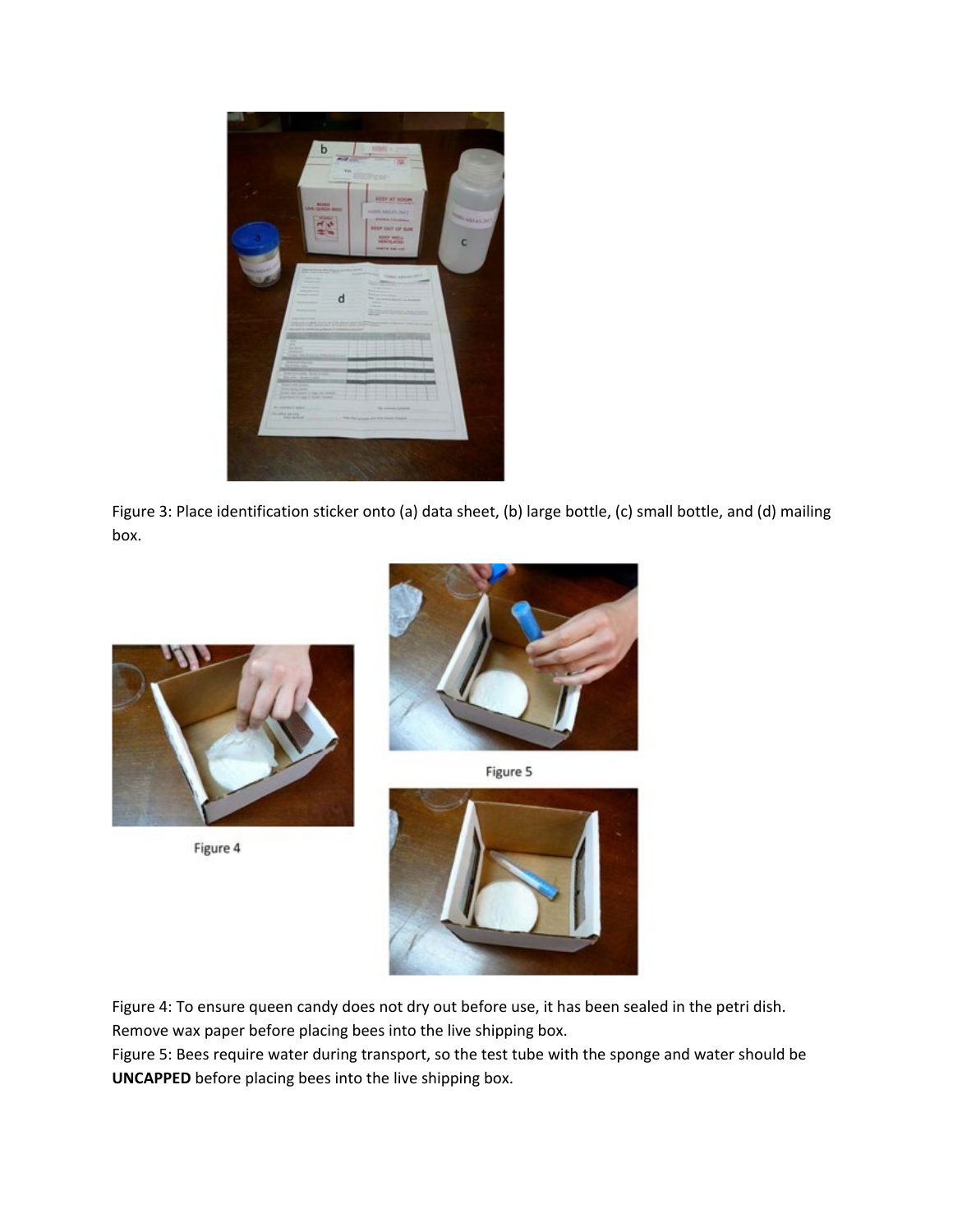Figure 3: Place identification sticker onto (a) data sheet, (b) large bottle, (c) small bottle, and (d) mailing box.

Figure 4

Figure 5

Figure 4: To ensure queen candy does not dry out before use, it has been sealed in the petri dish. Remove wax paper before placing bees into the live shipping box.

Figure 5: Bees require water during transport, so the test tube with the sponge and water should be **UNCAPPED** before placing bees into the live shipping box.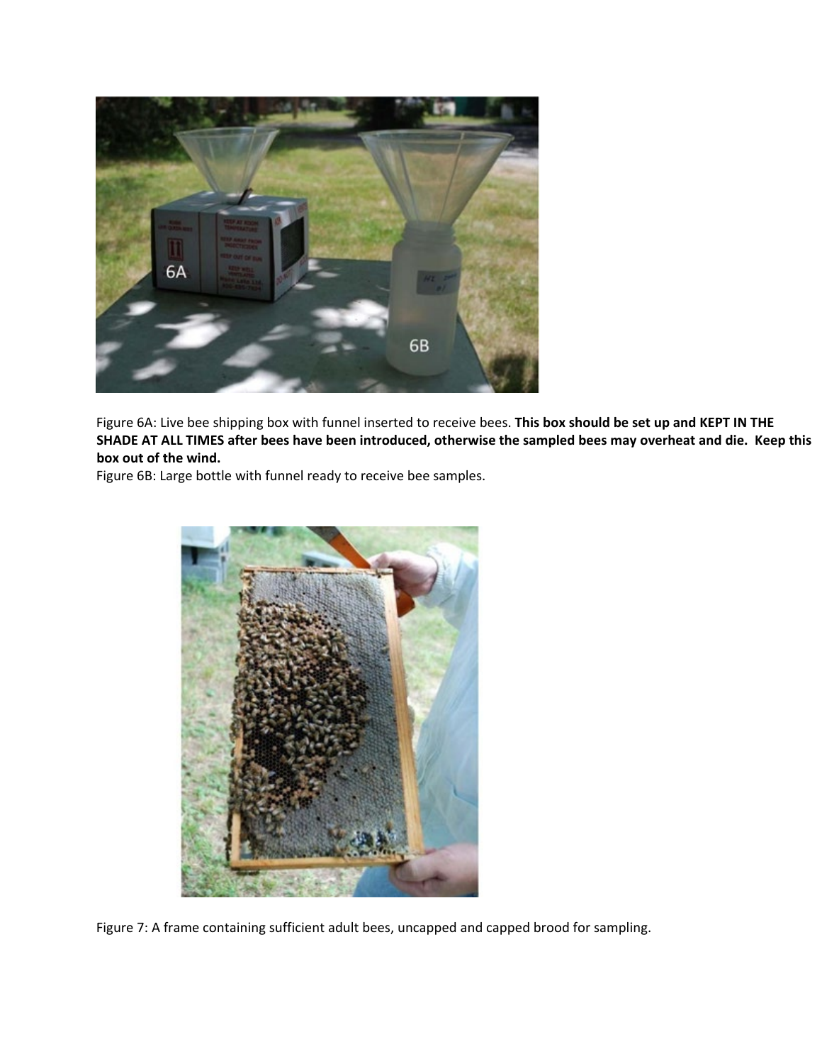Figure 6A: Live bee shipping box with funnel inserted to receive bees. **This box should be set up and KEPT IN THE SHADE AT ALL TIMES after bees have been introduced, otherwise the sampled bees may overheat and die. Keep this box out of the wind.**

Figure 6B: Large bottle with funnel ready to receive bee samples.

Figure 7: A frame containing sufficient adult bees, uncapped and capped brood for sampling.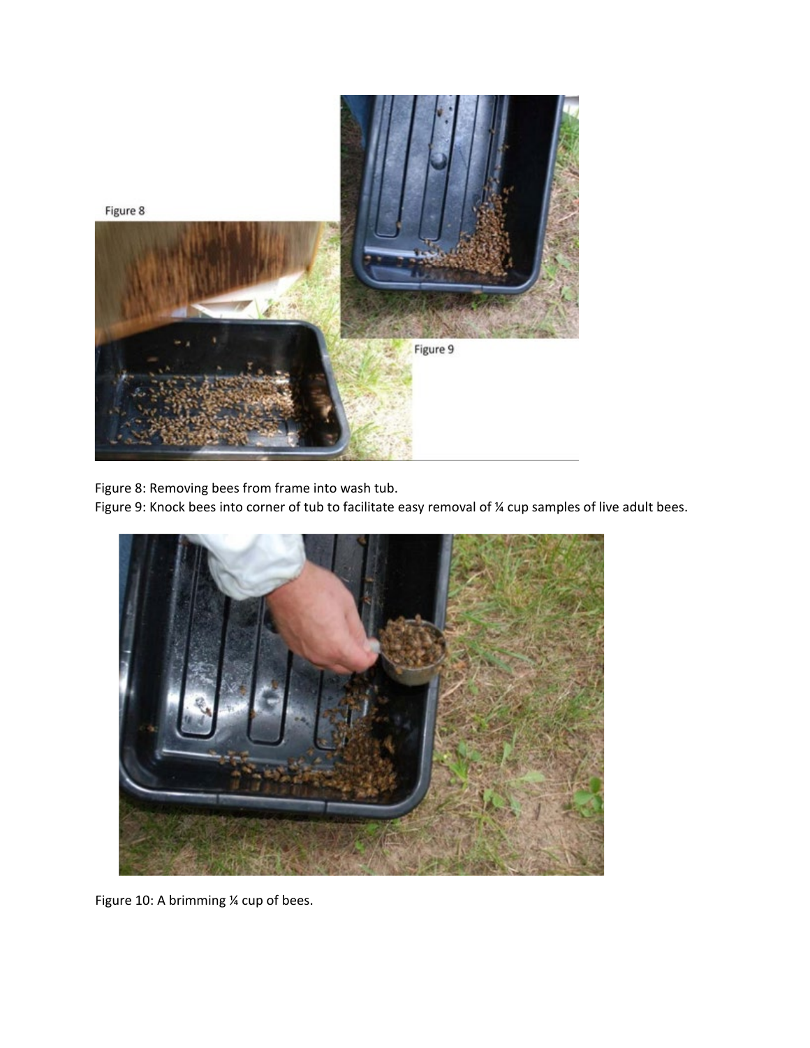Figure 8

Figure 9

Figure 8: Removing bees from frame into wash tub.
Figure 9: Knock bees into corner of tub to facilitate easy removal of ¼ cup samples of live adult bees.

Figure 10: A brimming ¼ cup of bees.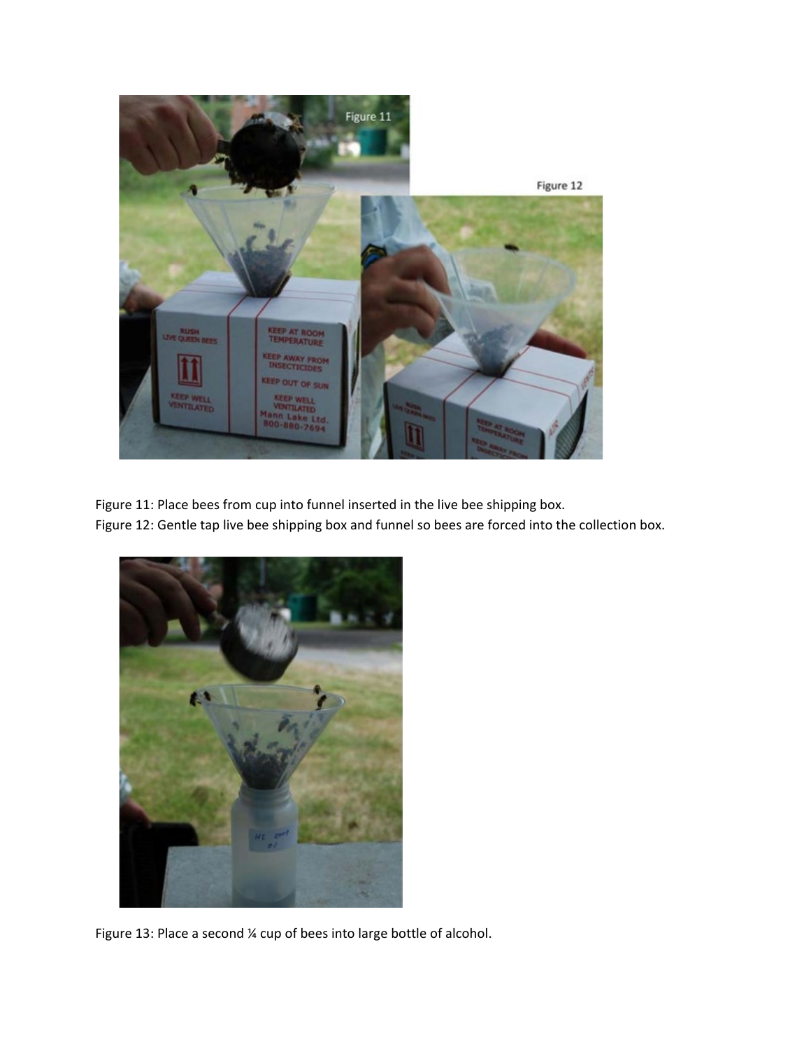Figure 11: Place bees from cup into funnel inserted in the live bee shipping box.
Figure 12: Gentle tap live bee shipping box and funnel so bees are forced into the collection box.

Figure 13: Place a second ¼ cup of bees into large bottle of alcohol.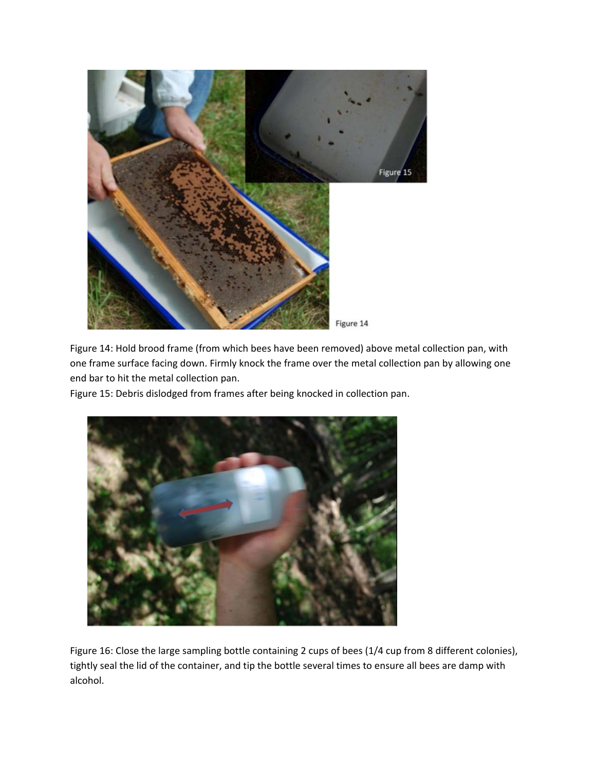Figure 14: Hold brood frame (from which bees have been removed) above metal collection pan, with one frame surface facing down. Firmly knock the frame over the metal collection pan by allowing one end bar to hit the metal collection pan.

Figure 15: Debris dislodged from frames after being knocked in collection pan.

Figure 16: Close the large sampling bottle containing 2 cups of bees (1/4 cup from 8 different colonies), tightly seal the lid of the container, and tip the bottle several times to ensure all bees are damp with alcohol.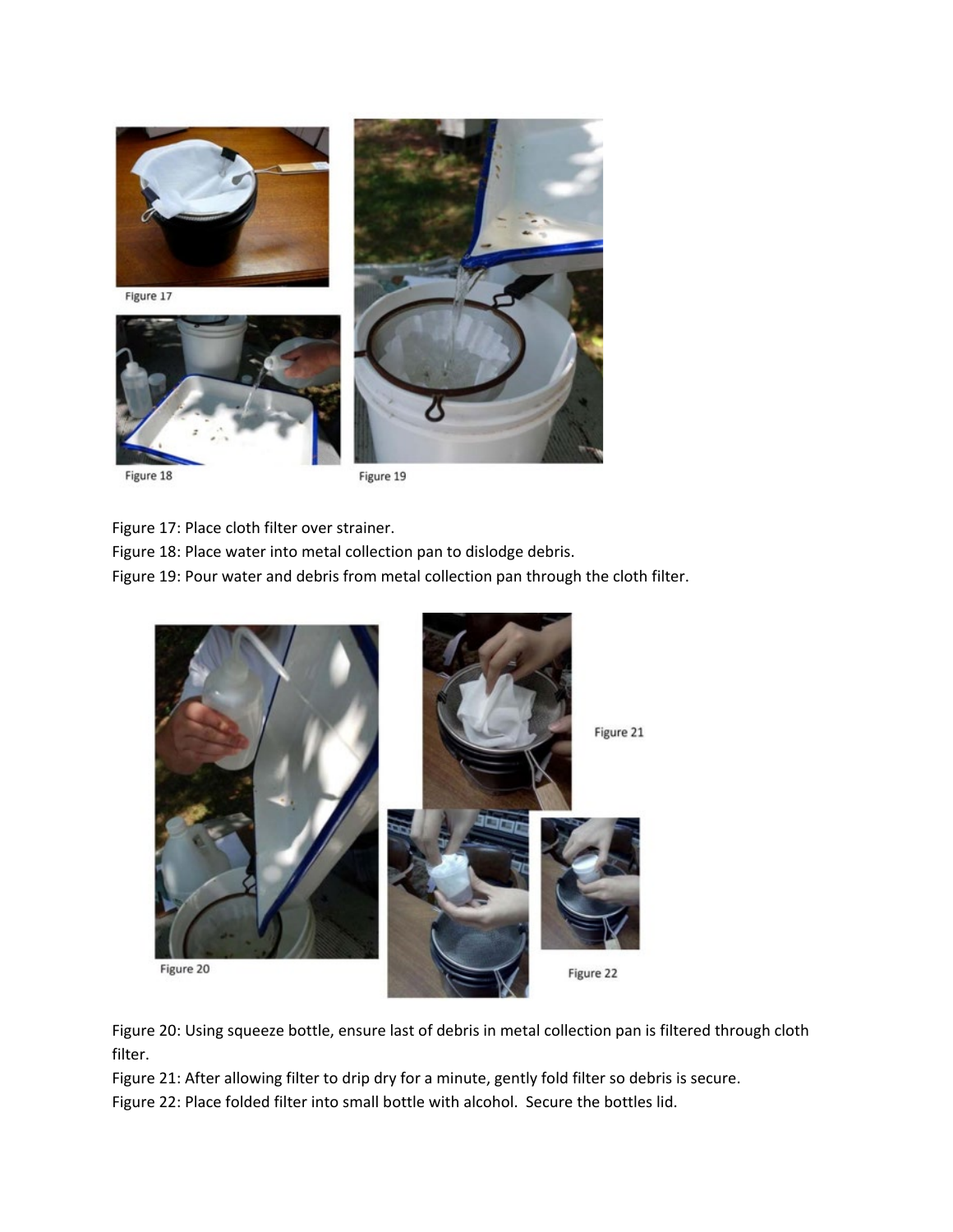Figure 17: Place cloth filter over strainer.

Figure 18: Place water into metal collection pan to dislodge debris.

Figure 19: Pour water and debris from metal collection pan through the cloth filter.

Figure 20: Using squeeze bottle, ensure last of debris in metal collection pan is filtered through cloth filter.

Figure 21: After allowing filter to drip dry for a minute, gently fold filter so debris is secure.

Figure 22: Place folded filter into small bottle with alcohol. Secure the bottles lid.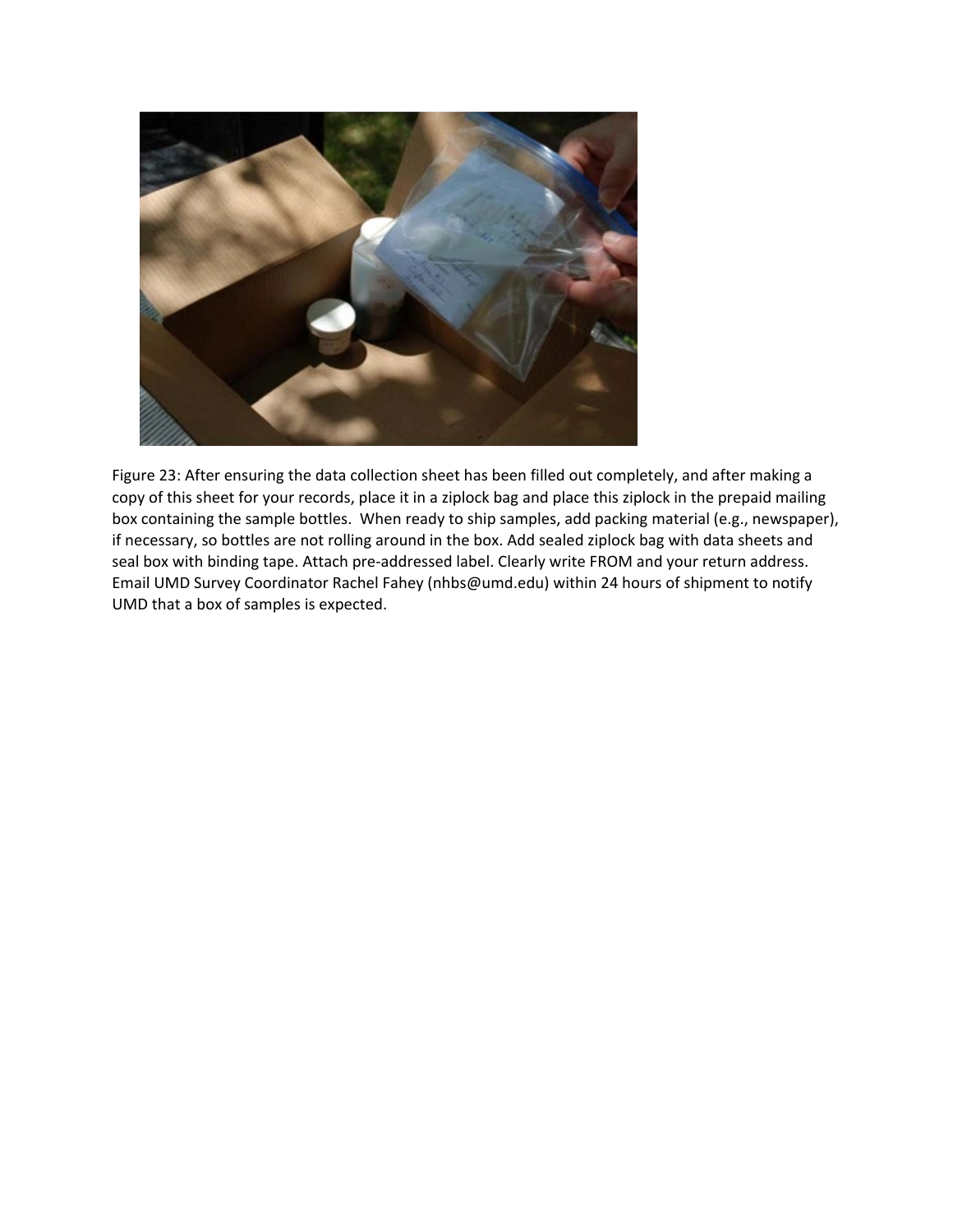Figure 23: After ensuring the data collection sheet has been filled out completely, and after making a copy of this sheet for your records, place it in a ziplock bag and place this ziplock in the prepaid mailing box containing the sample bottles. When ready to ship samples, add packing material (e.g., newspaper), if necessary, so bottles are not rolling around in the box. Add sealed ziplock bag with data sheets and seal box with binding tape. Attach pre-addressed label. Clearly write FROM and your return address. Email UMD Survey Coordinator Rachel Fahey (nhbs@umd.edu) within 24 hours of shipment to notify UMD that a box of samples is expected.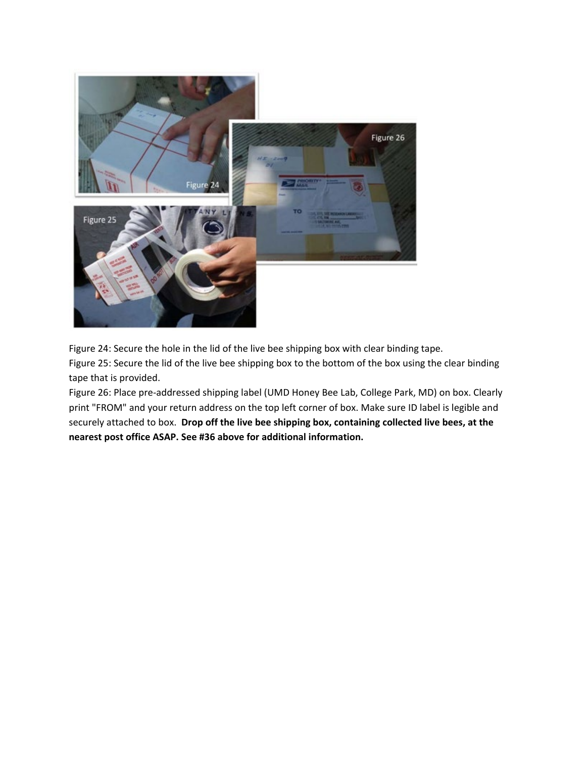Figure 24: Secure the hole in the lid of the live bee shipping box with clear binding tape.
Figure 25: Secure the lid of the live bee shipping box to the bottom of the box using the clear binding tape that is provided.
Figure 26: Place pre-addressed shipping label (UMD Honey Bee Lab, College Park, MD) on box. Clearly print "FROM" and your return address on the top left corner of box. Make sure ID label is legible and securely attached to box. **Drop off the live bee shipping box, containing collected live bees, at the nearest post office ASAP. See #36 above for additional information.**